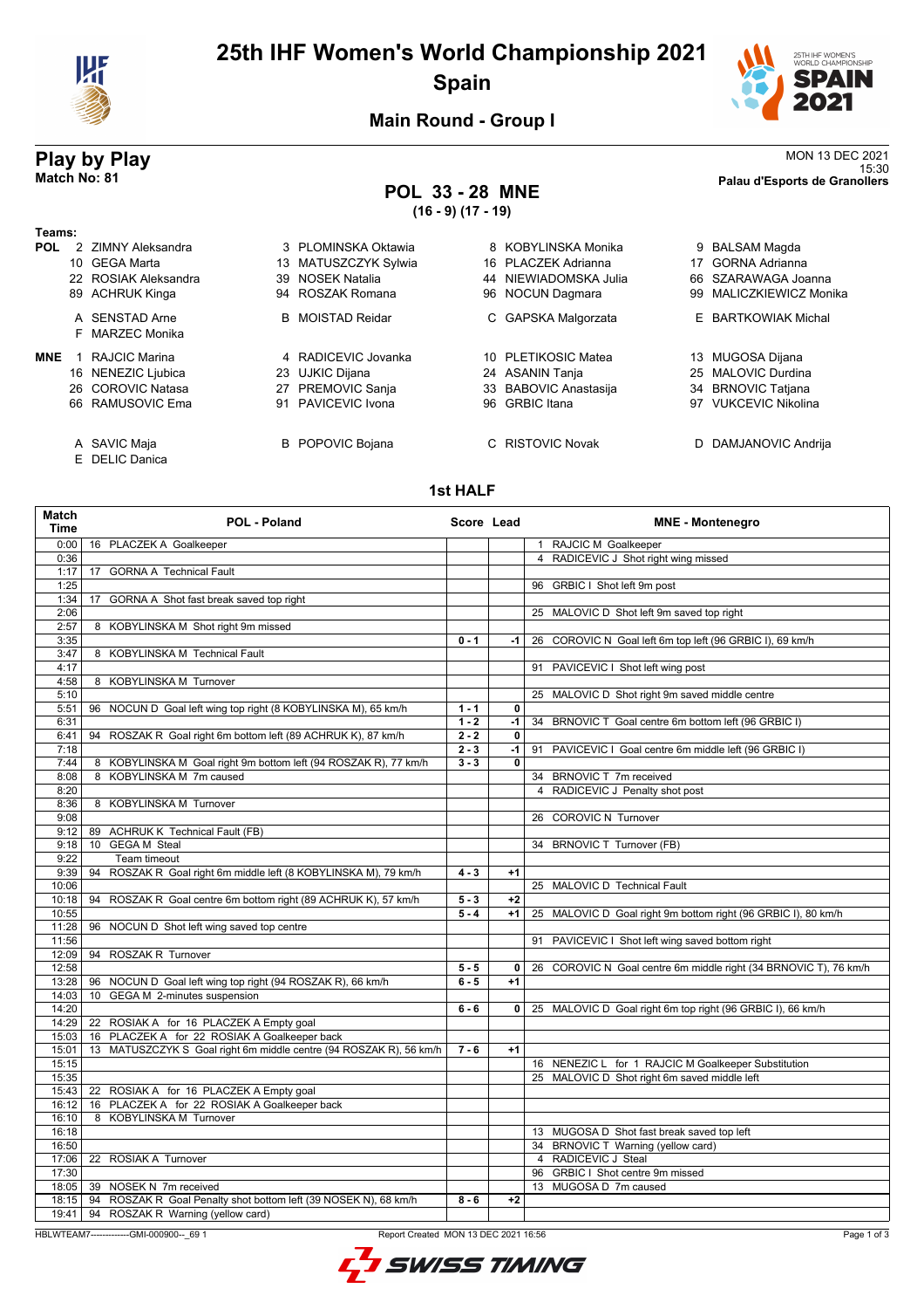# 25th IHF Women's World Championship 2021

## Spain

### Main Round - Group I

## Play by Play

**Match No: 81**

MON 13 DEC 2021
15:30
**Palau d'Esports de Granollers**

### POL 33 - 28 MNE

**(16 - 9) (17 - 19)**

**Teams:**

**POL**
- 2 ZIMNY Aleksandra
- 3 PLOMINSKA Oktawia
- 8 KOBYLINSKA Monika
- 9 BALSAM Magda
- 10 GEGA Marta
- 13 MATUSZCZYK Sylwia
- 16 PLACZEK Adrianna
- 17 GORNA Adrianna
- 22 ROSIAK Aleksandra
- 39 NOSEK Natalia
- 44 NIEWIADOMSKA Julia
- 66 SZARAWAGA Joanna
- 89 ACHRUK Kinga
- 94 ROSZAK Romana
- 96 NOCUN Dagmara
- 99 MALICZKIEWICZ Monika

- A SENSTAD Arne
- B MOISTAD Reidar
- C GAPSKA Malgorzata
- E BARTKOWIAK Michal
- F MARZEC Monika

**MNE**
- 1 RAJCIC Marina
- 4 RADICEVIC Jovanka
- 10 PLETIKOSIC Matea
- 13 MUGOSA Dijana
- 16 NENEZIC Ljubica
- 23 UJKIC Dijana
- 24 ASANIN Tanja
- 25 MALOVIC Durdina
- 26 COROVIC Natasa
- 27 PREMOVIC Sanja
- 33 BABOVIC Anastasija
- 34 BRNOVIC Tatjana
- 66 RAMUSOVIC Ema
- 91 PAVICEVIC Ivona
- 96 GRBIC Itana
- 97 VUKCEVIC Nikolina

- A SAVIC Maja
- B POPOVIC Bojana
- C RISTOVIC Novak
- D DAMJANOVIC Andrija
- E DELIC Danica

### 1st HALF

| Match Time | POL - Poland | Score | Lead | MNE - Montenegro |
|---|---|---|---|---|
| 0:00 | 16 PLACZEK A Goalkeeper | | | 1 RAJCIC M Goalkeeper |
| 0:36 | | | | 4 RADICEVIC J Shot right wing missed |
| 1:17 | 17 GORNA A Technical Fault | | | |
| 1:25 | | | | 96 GRBIC I Shot left 9m post |
| 1:34 | 17 GORNA A Shot fast break saved top right | | | |
| 2:06 | | | | 25 MALOVIC D Shot left 9m saved top right |
| 2:57 | 8 KOBYLINSKA M Shot right 9m missed | | | |
| 3:35 | | 0 - 1 | -1 | 26 COROVIC N Goal left 6m top left (96 GRBIC I), 69 km/h |
| 3:47 | 8 KOBYLINSKA M Technical Fault | | | |
| 4:17 | | | | 91 PAVICEVIC I Shot left wing post |
| 4:58 | 8 KOBYLINSKA M Turnover | | | |
| 5:10 | | | | 25 MALOVIC D Shot right 9m saved middle centre |
| 5:51 | 96 NOCUN D Goal left wing top right (8 KOBYLINSKA M), 65 km/h | 1 - 1 | 0 | |
| 6:31 | | 1 - 2 | -1 | 34 BRNOVIC T Goal centre 6m bottom left (96 GRBIC I) |
| 6:41 | 94 ROSZAK R Goal right 6m bottom left (89 ACHRUK K), 87 km/h | 2 - 2 | 0 | |
| 7:18 | | 2 - 3 | -1 | 91 PAVICEVIC I Goal centre 6m middle left (96 GRBIC I) |
| 7:44 | 8 KOBYLINSKA M Goal right 9m bottom left (94 ROSZAK R), 77 km/h | 3 - 3 | 0 | |
| 8:08 | 8 KOBYLINSKA M 7m caused | | | 34 BRNOVIC T 7m received |
| 8:20 | | | | 4 RADICEVIC J Penalty shot post |
| 8:36 | 8 KOBYLINSKA M Turnover | | | |
| 9:08 | | | | 26 COROVIC N Turnover |
| 9:12 | 89 ACHRUK K Technical Fault (FB) | | | |
| 9:18 | 10 GEGA M Steal | | | 34 BRNOVIC T Turnover (FB) |
| 9:22 | Team timeout | | | |
| 9:39 | 94 ROSZAK R Goal right 6m middle left (8 KOBYLINSKA M), 79 km/h | 4 - 3 | +1 | |
| 10:06 | | | | 25 MALOVIC D Technical Fault |
| 10:18 | 94 ROSZAK R Goal centre 6m bottom right (89 ACHRUK K), 57 km/h | 5 - 3 | +2 | |
| 10:55 | | 5 - 4 | +1 | 25 MALOVIC D Goal right 9m bottom right (96 GRBIC I), 80 km/h |
| 11:28 | 96 NOCUN D Shot left wing saved top centre | | | |
| 11:56 | | | | 91 PAVICEVIC I Shot left wing saved bottom right |
| 12:09 | 94 ROSZAK R Turnover | | | |
| 12:58 | | 5 - 5 | 0 | 26 COROVIC N Goal centre 6m middle right (34 BRNOVIC T), 76 km/h |
| 13:28 | 96 NOCUN D Goal left wing top right (94 ROSZAK R), 66 km/h | 6 - 5 | +1 | |
| 14:03 | 10 GEGA M 2-minutes suspension | | | |
| 14:20 | | 6 - 6 | 0 | 25 MALOVIC D Goal right 6m top right (96 GRBIC I), 66 km/h |
| 14:29 | 22 ROSIAK A for 16 PLACZEK A Empty goal | | | |
| 15:03 | 16 PLACZEK A for 22 ROSIAK A Goalkeeper back | | | |
| 15:01 | 13 MATUSZCZYK S Goal right 6m middle centre (94 ROSZAK R), 56 km/h | 7 - 6 | +1 | |
| 15:15 | | | | 16 NENEZIC L for 1 RAJCIC M Goalkeeper Substitution |
| 15:35 | | | | 25 MALOVIC D Shot right 6m saved middle left |
| 15:43 | 22 ROSIAK A for 16 PLACZEK A Empty goal | | | |
| 16:12 | 16 PLACZEK A for 22 ROSIAK A Goalkeeper back | | | |
| 16:10 | 8 KOBYLINSKA M Turnover | | | |
| 16:18 | | | | 13 MUGOSA D Shot fast break saved top left |
| 16:50 | | | | 34 BRNOVIC T Warning (yellow card) |
| 17:06 | 22 ROSIAK A Turnover | | | 4 RADICEVIC J Steal |
| 17:30 | | | | 96 GRBIC I Shot centre 9m missed |
| 18:05 | 39 NOSEK N 7m received | | | 13 MUGOSA D 7m caused |
| 18:15 | 94 ROSZAK R Goal Penalty shot bottom left (39 NOSEK N), 68 km/h | 8 - 6 | +2 | |
| 19:41 | 94 ROSZAK R Warning (yellow card) | | | |

HBLWTEAM7-------------GMI-000900--_69 1 Report Created MON 13 DEC 2021 16:56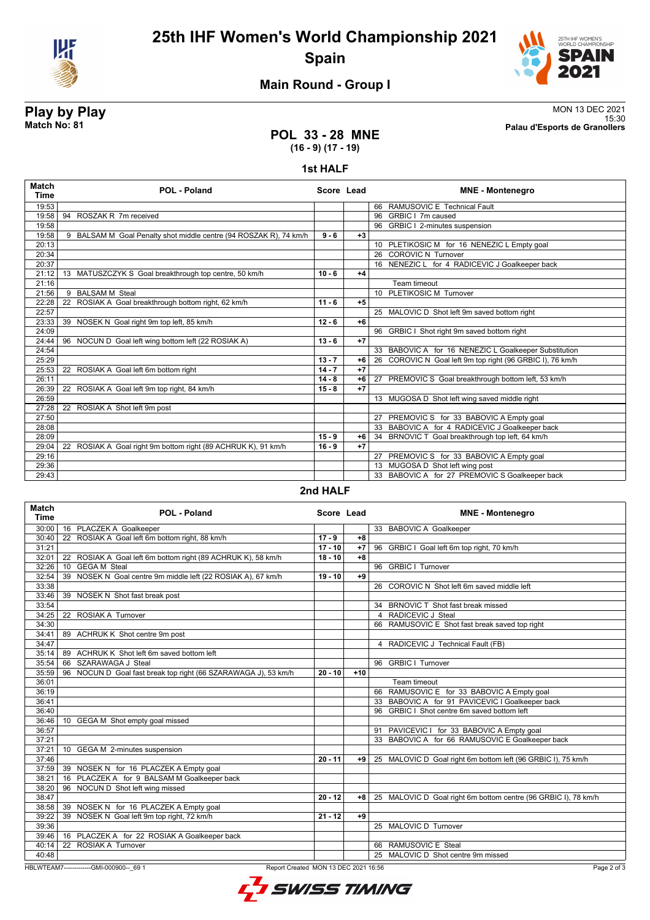# 25th IHF Women's World Championship 2021

**Spain**

## Main Round - Group I

**Play by Play**
**Match No: 81**

MON 13 DEC 2021
15:30
**Palau d'Esports de Granollers**

### POL 33 - 28 MNE
**(16 - 9) (17 - 19)**

### 1st HALF

| Match Time | POL - Poland | Score | Lead | MNE - Montenegro |
|---|---|---|---|---|
| 19:53 | | | | 66 RAMUSOVIC E Technical Fault |
| 19:58 | 94 ROSZAK R 7m received | | | 96 GRBIC I 7m caused |
| 19:58 | | | | 96 GRBIC I 2-minutes suspension |
| 19:58 | 9 BALSAM M Goal Penalty shot middle centre (94 ROSZAK R), 74 km/h | 9 - 6 | +3 | |
| 20:13 | | | | 10 PLETIKOSIC M for 16 NENEZIC L Empty goal |
| 20:34 | | | | 26 COROVIC N Turnover |
| 20:37 | | | | 16 NENEZIC L for 4 RADICEVIC J Goalkeeper back |
| 21:12 | 13 MATUSZCZYK S Goal breakthrough top centre, 50 km/h | 10 - 6 | +4 | |
| 21:16 | | | | Team timeout |
| 21:56 | 9 BALSAM M Steal | | | 10 PLETIKOSIC M Turnover |
| 22:28 | 22 ROSIAK A Goal breakthrough bottom right, 62 km/h | 11 - 6 | +5 | |
| 22:57 | | | | 25 MALOVIC D Shot left 9m saved bottom right |
| 23:33 | 39 NOSEK N Goal right 9m top left, 85 km/h | 12 - 6 | +6 | |
| 24:09 | | | | 96 GRBIC I Shot right 9m saved bottom right |
| 24:44 | 96 NOCUN D Goal left wing bottom left (22 ROSIAK A) | 13 - 6 | +7 | |
| 24:54 | | | | 33 BABOVIC A for 16 NENEZIC L Goalkeeper Substitution |
| 25:29 | | 13 - 7 | +6 | 26 COROVIC N Goal left 9m top right (96 GRBIC I), 76 km/h |
| 25:53 | 22 ROSIAK A Goal left 6m bottom right | 14 - 7 | +7 | |
| 26:11 | | 14 - 8 | +6 | 27 PREMOVIC S Goal breakthrough bottom left, 53 km/h |
| 26:39 | 22 ROSIAK A Goal left 9m top right, 84 km/h | 15 - 8 | +7 | |
| 26:59 | | | | 13 MUGOSA D Shot left wing saved middle right |
| 27:28 | 22 ROSIAK A Shot left 9m post | | | |
| 27:50 | | | | 27 PREMOVIC S for 33 BABOVIC A Empty goal |
| 28:08 | | | | 33 BABOVIC A for 4 RADICEVIC J Goalkeeper back |
| 28:09 | | 15 - 9 | +6 | 34 BRNOVIC T Goal breakthrough top left, 64 km/h |
| 29:04 | 22 ROSIAK A Goal right 9m bottom right (89 ACHRUK K), 91 km/h | 16 - 9 | +7 | |
| 29:16 | | | | 27 PREMOVIC S for 33 BABOVIC A Empty goal |
| 29:36 | | | | 13 MUGOSA D Shot left wing post |
| 29:43 | | | | 33 BABOVIC A for 27 PREMOVIC S Goalkeeper back |

### 2nd HALF

| Match Time | POL - Poland | Score | Lead | MNE - Montenegro |
|---|---|---|---|---|
| 30:00 | 16 PLACZEK A Goalkeeper | | | 33 BABOVIC A Goalkeeper |
| 30:40 | 22 ROSIAK A Goal left 6m bottom right, 88 km/h | 17 - 9 | +8 | |
| 31:21 | | 17 - 10 | +7 | 96 GRBIC I Goal left 6m top right, 70 km/h |
| 32:01 | 22 ROSIAK A Goal left 6m bottom right (89 ACHRUK K), 58 km/h | 18 - 10 | +8 | |
| 32:26 | 10 GEGA M Steal | | | 96 GRBIC I Turnover |
| 32:54 | 39 NOSEK N Goal centre 9m middle left (22 ROSIAK A), 67 km/h | 19 - 10 | +9 | |
| 33:38 | | | | 26 COROVIC N Shot left 6m saved middle left |
| 33:46 | 39 NOSEK N Shot fast break post | | | |
| 33:54 | | | | 34 BRNOVIC T Shot fast break missed |
| 34:25 | 22 ROSIAK A Turnover | | | 4 RADICEVIC J Steal |
| 34:30 | | | | 66 RAMUSOVIC E Shot fast break saved top right |
| 34:41 | 89 ACHRUK K Shot centre 9m post | | | |
| 34:47 | | | | 4 RADICEVIC J Technical Fault (FB) |
| 35:14 | 89 ACHRUK K Shot left 6m saved bottom left | | | |
| 35:54 | 66 SZARAWAGA J Steal | | | 96 GRBIC I Turnover |
| 35:59 | 96 NOCUN D Goal fast break top right (66 SZARAWAGA J), 53 km/h | 20 - 10 | +10 | |
| 36:01 | | | | Team timeout |
| 36:19 | | | | 66 RAMUSOVIC E for 33 BABOVIC A Empty goal |
| 36:41 | | | | 33 BABOVIC A for 91 PAVICEVIC I Goalkeeper back |
| 36:40 | | | | 96 GRBIC I Shot centre 6m saved bottom left |
| 36:46 | 10 GEGA M Shot empty goal missed | | | |
| 36:57 | | | | 91 PAVICEVIC I for 33 BABOVIC A Empty goal |
| 37:21 | | | | 33 BABOVIC A for 66 RAMUSOVIC E Goalkeeper back |
| 37:21 | 10 GEGA M 2-minutes suspension | | | |
| 37:46 | | 20 - 11 | +9 | 25 MALOVIC D Goal right 6m bottom left (96 GRBIC I), 75 km/h |
| 37:59 | 39 NOSEK N for 16 PLACZEK A Empty goal | | | |
| 38:21 | 16 PLACZEK A for 9 BALSAM M Goalkeeper back | | | |
| 38:20 | 96 NOCUN D Shot left wing missed | | | |
| 38:47 | | 20 - 12 | +8 | 25 MALOVIC D Goal right 6m bottom centre (96 GRBIC I), 78 km/h |
| 38:58 | 39 NOSEK N for 16 PLACZEK A Empty goal | | | |
| 39:22 | 39 NOSEK N Goal left 9m top right, 72 km/h | 21 - 12 | +9 | |
| 39:36 | | | | 25 MALOVIC D Turnover |
| 39:46 | 16 PLACZEK A for 22 ROSIAK A Goalkeeper back | | | |
| 40:14 | 22 ROSIAK A Turnover | | | 66 RAMUSOVIC E Steal |
| 40:48 | | | | 25 MALOVIC D Shot centre 9m missed |

HBLWTEAM7-------------GMI-000900--_69 1 Report Created MON 13 DEC 2021 16:56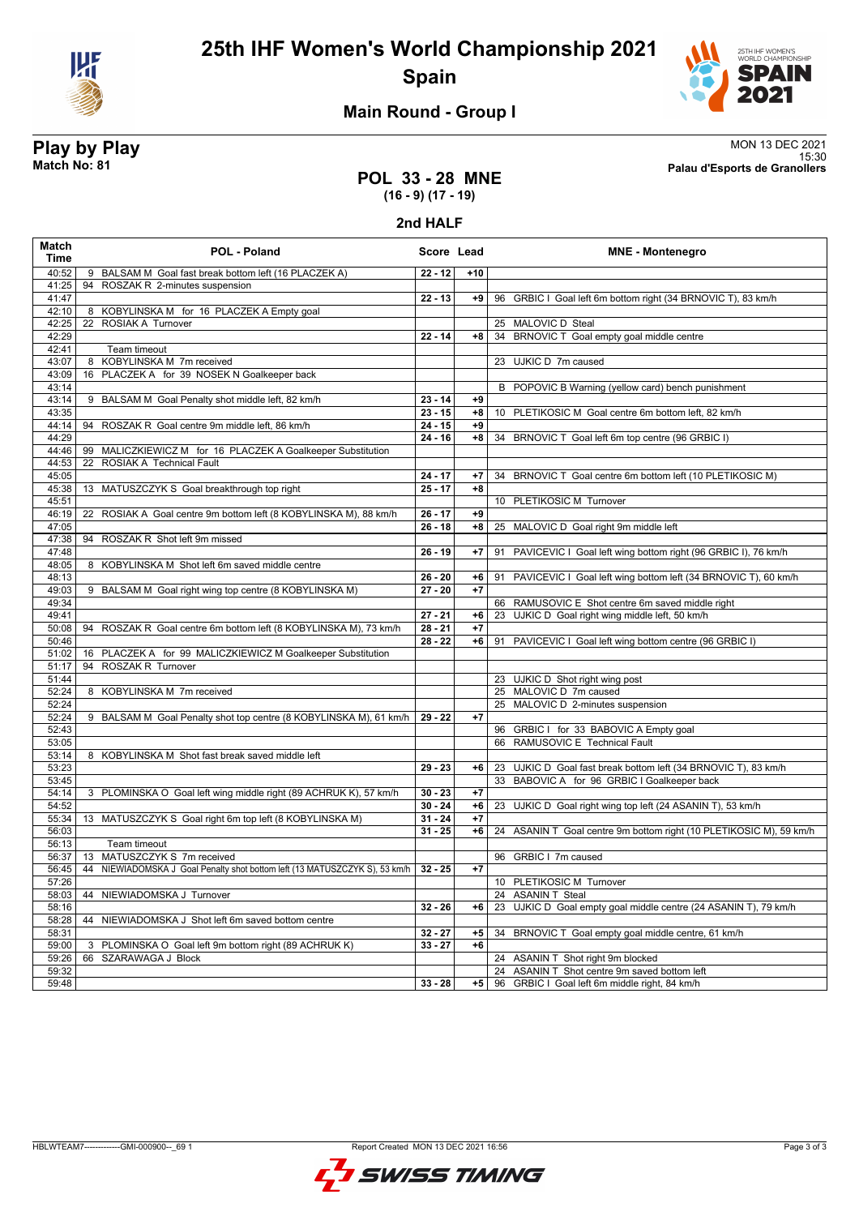# 25th IHF Women's World Championship 2021

## Spain

### Main Round - Group I

**Play by Play**
**Match No: 81**

MON 13 DEC 2021
15:30
**Palau d'Esports de Granollers**

## POL 33 - 28 MNE
**(16 - 9) (17 - 19)**

### 2nd HALF

| Match Time | POL - Poland | Score | Lead | MNE - Montenegro |
|---|---|---|---|---|
| 40:52 | 9 BALSAM M Goal fast break bottom left (16 PLACZEK A) | 22 - 12 | +10 | |
| 41:25 | 94 ROSZAK R 2-minutes suspension | | | |
| 41:47 | | 22 - 13 | +9 | 96 GRBIC I Goal left 6m bottom right (34 BRNOVIC T), 83 km/h |
| 42:10 | 8 KOBYLINSKA M for 16 PLACZEK A Empty goal | | | |
| 42:25 | 22 ROSIAK A Turnover | | | 25 MALOVIC D Steal |
| 42:29 | | 22 - 14 | +8 | 34 BRNOVIC T Goal empty goal middle centre |
| 42:41 | Team timeout | | | |
| 43:07 | 8 KOBYLINSKA M 7m received | | | 23 UJKIC D 7m caused |
| 43:09 | 16 PLACZEK A for 39 NOSEK N Goalkeeper back | | | |
| 43:14 | | | | B POPOVIC B Warning (yellow card) bench punishment |
| 43:14 | 9 BALSAM M Goal Penalty shot middle left, 82 km/h | 23 - 14 | +9 | |
| 43:35 | | 23 - 15 | +8 | 10 PLETIKOSIC M Goal centre 6m bottom left, 82 km/h |
| 44:14 | 94 ROSZAK R Goal centre 9m middle left, 86 km/h | 24 - 15 | +9 | |
| 44:29 | | 24 - 16 | +8 | 34 BRNOVIC T Goal left 6m top centre (96 GRBIC I) |
| 44:46 | 99 MALICZKIEWICZ M for 16 PLACZEK A Goalkeeper Substitution | | | |
| 44:53 | 22 ROSIAK A Technical Fault | | | |
| 45:05 | | 24 - 17 | +7 | 34 BRNOVIC T Goal centre 6m bottom left (10 PLETIKOSIC M) |
| 45:38 | 13 MATUSZCZYK S Goal breakthrough top right | 25 - 17 | +8 | |
| 45:51 | | | | 10 PLETIKOSIC M Turnover |
| 46:19 | 22 ROSIAK A Goal centre 9m bottom left (8 KOBYLINSKA M), 88 km/h | 26 - 17 | +9 | |
| 47:05 | | 26 - 18 | +8 | 25 MALOVIC D Goal right 9m middle left |
| 47:38 | 94 ROSZAK R Shot left 9m missed | | | |
| 47:48 | | 26 - 19 | +7 | 91 PAVICEVIC I Goal left wing bottom right (96 GRBIC I), 76 km/h |
| 48:05 | 8 KOBYLINSKA M Shot left 6m saved middle centre | | | |
| 48:13 | | 26 - 20 | +6 | 91 PAVICEVIC I Goal left wing bottom left (34 BRNOVIC T), 60 km/h |
| 49:03 | 9 BALSAM M Goal right wing top centre (8 KOBYLINSKA M) | 27 - 20 | +7 | |
| 49:34 | | | | 66 RAMUSOVIC E Shot centre 6m saved middle right |
| 49:41 | | 27 - 21 | +6 | 23 UJKIC D Goal right wing middle left, 50 km/h |
| 50:08 | 94 ROSZAK R Goal centre 6m bottom left (8 KOBYLINSKA M), 73 km/h | 28 - 21 | +7 | |
| 50:46 | | 28 - 22 | +6 | 91 PAVICEVIC I Goal left wing bottom centre (96 GRBIC I) |
| 51:02 | 16 PLACZEK A for 99 MALICZKIEWICZ M Goalkeeper Substitution | | | |
| 51:17 | 94 ROSZAK R Turnover | | | |
| 51:44 | | | | 23 UJKIC D Shot right wing post |
| 52:24 | 8 KOBYLINSKA M 7m received | | | 25 MALOVIC D 7m caused |
| 52:24 | | | | 25 MALOVIC D 2-minutes suspension |
| 52:24 | 9 BALSAM M Goal Penalty shot top centre (8 KOBYLINSKA M), 61 km/h | 29 - 22 | +7 | |
| 52:43 | | | | 96 GRBIC I for 33 BABOVIC A Empty goal |
| 53:05 | | | | 66 RAMUSOVIC E Technical Fault |
| 53:14 | 8 KOBYLINSKA M Shot fast break saved middle left | | | |
| 53:23 | | 29 - 23 | +6 | 23 UJKIC D Goal fast break bottom left (34 BRNOVIC T), 83 km/h |
| 53:45 | | | | 33 BABOVIC A for 96 GRBIC I Goalkeeper back |
| 54:14 | 3 PLOMINSKA O Goal left wing middle right (89 ACHRUK K), 57 km/h | 30 - 23 | +7 | |
| 54:52 | | 30 - 24 | +6 | 23 UJKIC D Goal right wing top left (24 ASANIN T), 53 km/h |
| 55:34 | 13 MATUSZCZYK S Goal right 6m top left (8 KOBYLINSKA M) | 31 - 24 | +7 | |
| 56:03 | | 31 - 25 | +6 | 24 ASANIN T Goal centre 9m bottom right (10 PLETIKOSIC M), 59 km/h |
| 56:13 | Team timeout | | | |
| 56:37 | 13 MATUSZCZYK S 7m received | | | 96 GRBIC I 7m caused |
| 56:45 | 44 NIEWIADOMSKA J Goal Penalty shot bottom left (13 MATUSZCZYK S), 53 km/h | 32 - 25 | +7 | |
| 57:26 | | | | 10 PLETIKOSIC M Turnover |
| 58:03 | 44 NIEWIADOMSKA J Turnover | | | 24 ASANIN T Steal |
| 58:16 | | 32 - 26 | +6 | 23 UJKIC D Goal empty goal middle centre (24 ASANIN T), 79 km/h |
| 58:28 | 44 NIEWIADOMSKA J Shot left 6m saved bottom centre | | | |
| 58:31 | | 32 - 27 | +5 | 34 BRNOVIC T Goal empty goal middle centre, 61 km/h |
| 59:00 | 3 PLOMINSKA O Goal left 9m bottom right (89 ACHRUK K) | 33 - 27 | +6 | |
| 59:26 | 66 SZARAWAGA J Block | | | 24 ASANIN T Shot right 9m blocked |
| 59:32 | | | | 24 ASANIN T Shot centre 9m saved bottom left |
| 59:48 | | 33 - 28 | +5 | 96 GRBIC I Goal left 6m middle right, 84 km/h |

HBLWTEAM7-------------GMI-000900--_69 1 Report Created MON 13 DEC 2021 16:56